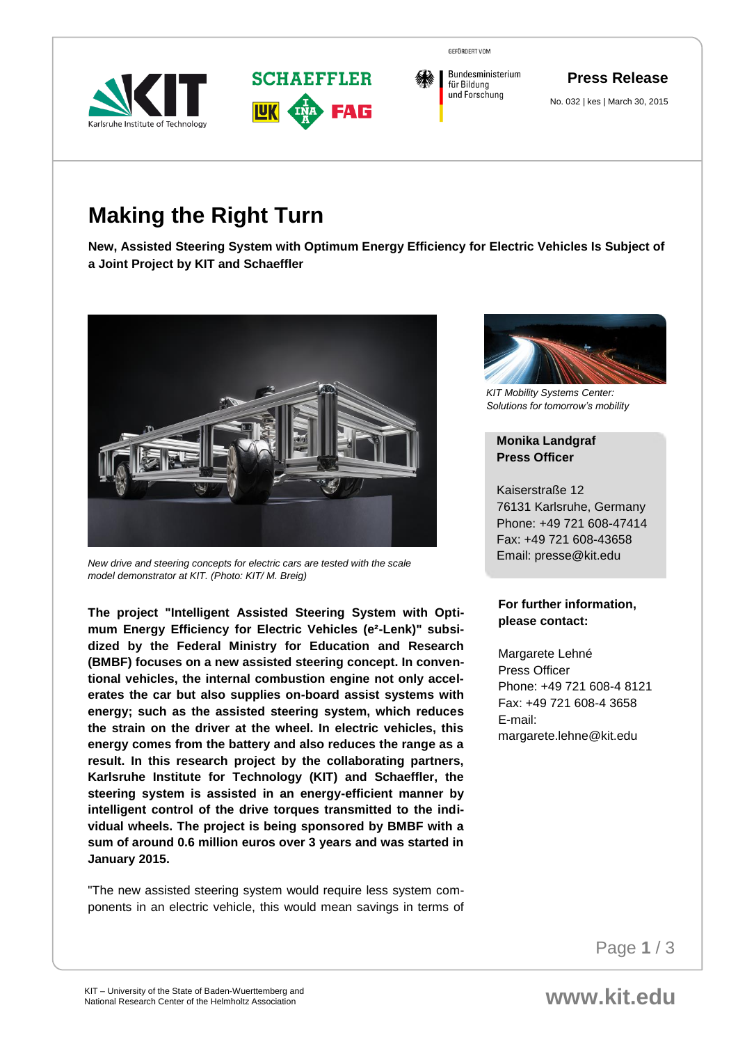GEFÖRDERT VOM

Bundesministerium für Bildung und Forschung

**Press Release**

No. 032 | kes | March 30, 2015

# Making the Right Turn

**New, Assisted Steering System with Optimum Energy Efficiency for Electric Vehicles Is Subject of a Joint Project by KIT and Schaeffler**

*New drive and steering concepts for electric cars are tested with the scale model demonstrator at KIT. (Photo: KIT/ M. Breig)*

*KIT Mobility Systems Center: Solutions for tomorrow's mobility*

**Monika Landgraf**
**Press Officer**

Kaiserstraße 12
76131 Karlsruhe, Germany
Phone: +49 721 608-47414
Fax: +49 721 608-43658
Email: presse@kit.edu

**For further information, please contact:**

Margarete Lehné
Press Officer
Phone: +49 721 608-4 8121
Fax: +49 721 608-4 3658
E-mail: margarete.lehne@kit.edu

**The project "Intelligent Assisted Steering System with Optimum Energy Efficiency for Electric Vehicles (e²-Lenk)" subsidized by the Federal Ministry for Education and Research (BMBF) focuses on a new assisted steering concept. In conventional vehicles, the internal combustion engine not only accelerates the car but also supplies on-board assist systems with energy; such as the assisted steering system, which reduces the strain on the driver at the wheel. In electric vehicles, this energy comes from the battery and also reduces the range as a result. In this research project by the collaborating partners, Karlsruhe Institute for Technology (KIT) and Schaeffler, the steering system is assisted in an energy-efficient manner by intelligent control of the drive torques transmitted to the individual wheels. The project is being sponsored by BMBF with a sum of around 0.6 million euros over 3 years and was started in January 2015.**

"The new assisted steering system would require less system components in an electric vehicle, this would mean savings in terms of

KIT – University of the State of Baden-Wuerttemberg and National Research Center of the Helmholtz Association

www.kit.edu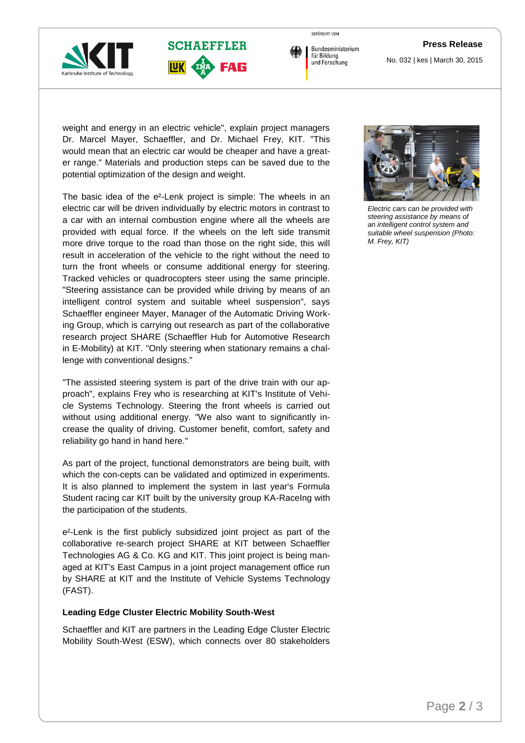weight and energy in an electric vehicle", explain project managers Dr. Marcel Mayer, Schaeffler, and Dr. Michael Frey, KIT. "This would mean that an electric car would be cheaper and have a greater range." Materials and production steps can be saved due to the potential optimization of the design and weight.

The basic idea of the e²-Lenk project is simple: The wheels in an electric car will be driven individually by electric motors in contrast to a car with an internal combustion engine where all the wheels are provided with equal force. If the wheels on the left side transmit more drive torque to the road than those on the right side, this will result in acceleration of the vehicle to the right without the need to turn the front wheels or consume additional energy for steering. Tracked vehicles or quadrocopters steer using the same principle. "Steering assistance can be provided while driving by means of an intelligent control system and suitable wheel suspension", says Schaeffler engineer Mayer, Manager of the Automatic Driving Working Group, which is carrying out research as part of the collaborative research project SHARE (Schaeffler Hub for Automotive Research in E-Mobility) at KIT. "Only steering when stationary remains a challenge with conventional designs."

"The assisted steering system is part of the drive train with our approach", explains Frey who is researching at KIT's Institute of Vehicle Systems Technology. Steering the front wheels is carried out without using additional energy. "We also want to significantly increase the quality of driving. Customer benefit, comfort, safety and reliability go hand in hand here."

As part of the project, functional demonstrators are being built, with which the con-cepts can be validated and optimized in experiments. It is also planned to implement the system in last year's Formula Student racing car KIT built by the university group KA-RaceIng with the participation of the students.

e²-Lenk is the first publicly subsidized joint project as part of the collaborative re-search project SHARE at KIT between Schaeffler Technologies AG & Co. KG and KIT. This joint project is being managed at KIT's East Campus in a joint project management office run by SHARE at KIT and the Institute of Vehicle Systems Technology (FAST).

*Electric cars can be provided with steering assistance by means of an intelligent control system and suitable wheel suspension (Photo: M. Frey, KIT)*

**Leading Edge Cluster Electric Mobility South-West**

Schaeffler and KIT are partners in the Leading Edge Cluster Electric Mobility South-West (ESW), which connects over 80 stakeholders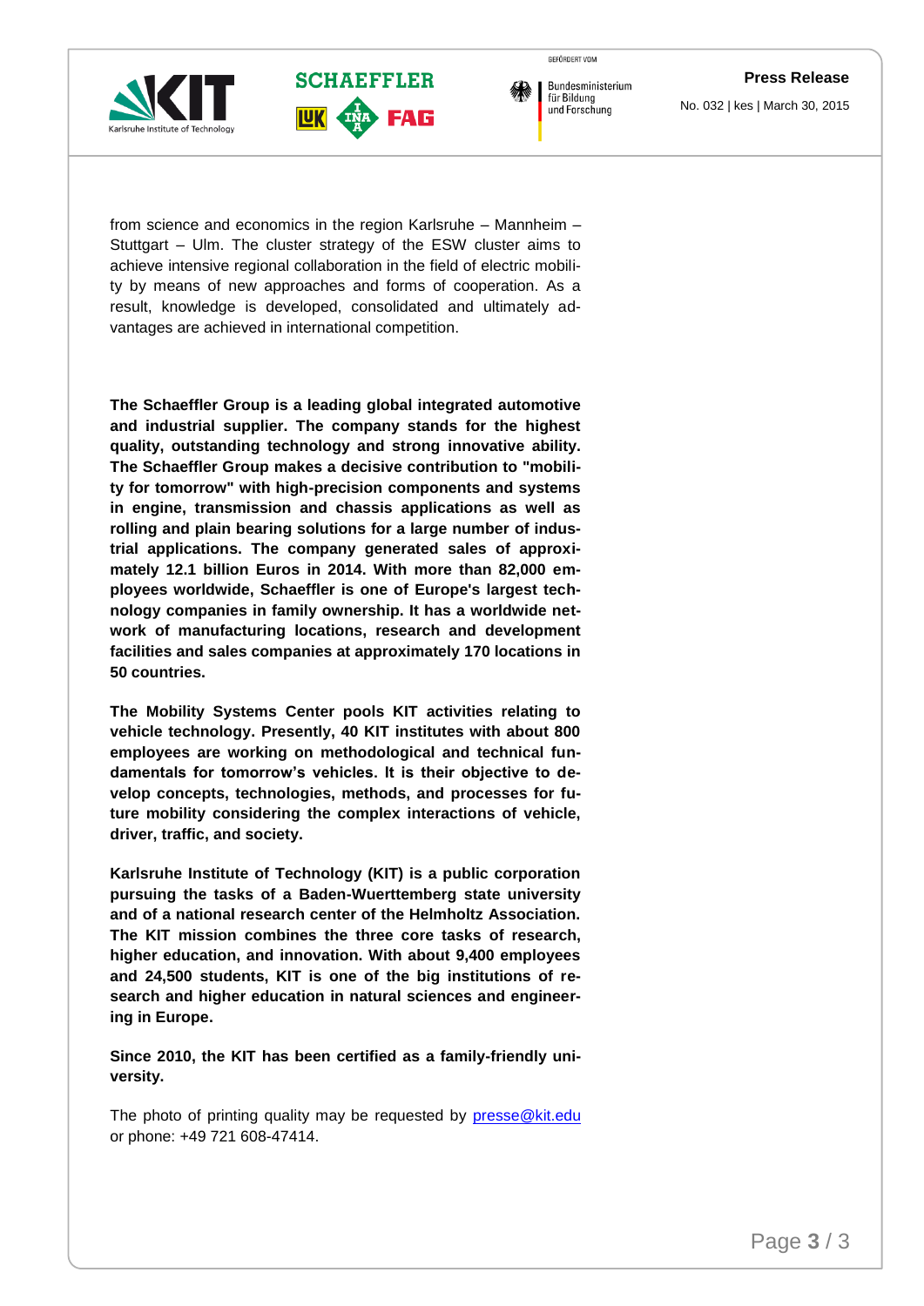from science and economics in the region Karlsruhe – Mannheim – Stuttgart – Ulm. The cluster strategy of the ESW cluster aims to achieve intensive regional collaboration in the field of electric mobility by means of new approaches and forms of cooperation. As a result, knowledge is developed, consolidated and ultimately advantages are achieved in international competition.

**The Schaeffler Group is a leading global integrated automotive and industrial supplier. The company stands for the highest quality, outstanding technology and strong innovative ability. The Schaeffler Group makes a decisive contribution to "mobility for tomorrow" with high-precision components and systems in engine, transmission and chassis applications as well as rolling and plain bearing solutions for a large number of industrial applications. The company generated sales of approximately 12.1 billion Euros in 2014. With more than 82,000 employees worldwide, Schaeffler is one of Europe's largest technology companies in family ownership. It has a worldwide network of manufacturing locations, research and development facilities and sales companies at approximately 170 locations in 50 countries.**

**The Mobility Systems Center pools KIT activities relating to vehicle technology. Presently, 40 KIT institutes with about 800 employees are working on methodological and technical fundamentals for tomorrow's vehicles. It is their objective to develop concepts, technologies, methods, and processes for future mobility considering the complex interactions of vehicle, driver, traffic, and society.**

**Karlsruhe Institute of Technology (KIT) is a public corporation pursuing the tasks of a Baden-Wuerttemberg state university and of a national research center of the Helmholtz Association. The KIT mission combines the three core tasks of research, higher education, and innovation. With about 9,400 employees and 24,500 students, KIT is one of the big institutions of research and higher education in natural sciences and engineering in Europe.**

**Since 2010, the KIT has been certified as a family-friendly university.**

The photo of printing quality may be requested by presse@kit.edu or phone: +49 721 608-47414.